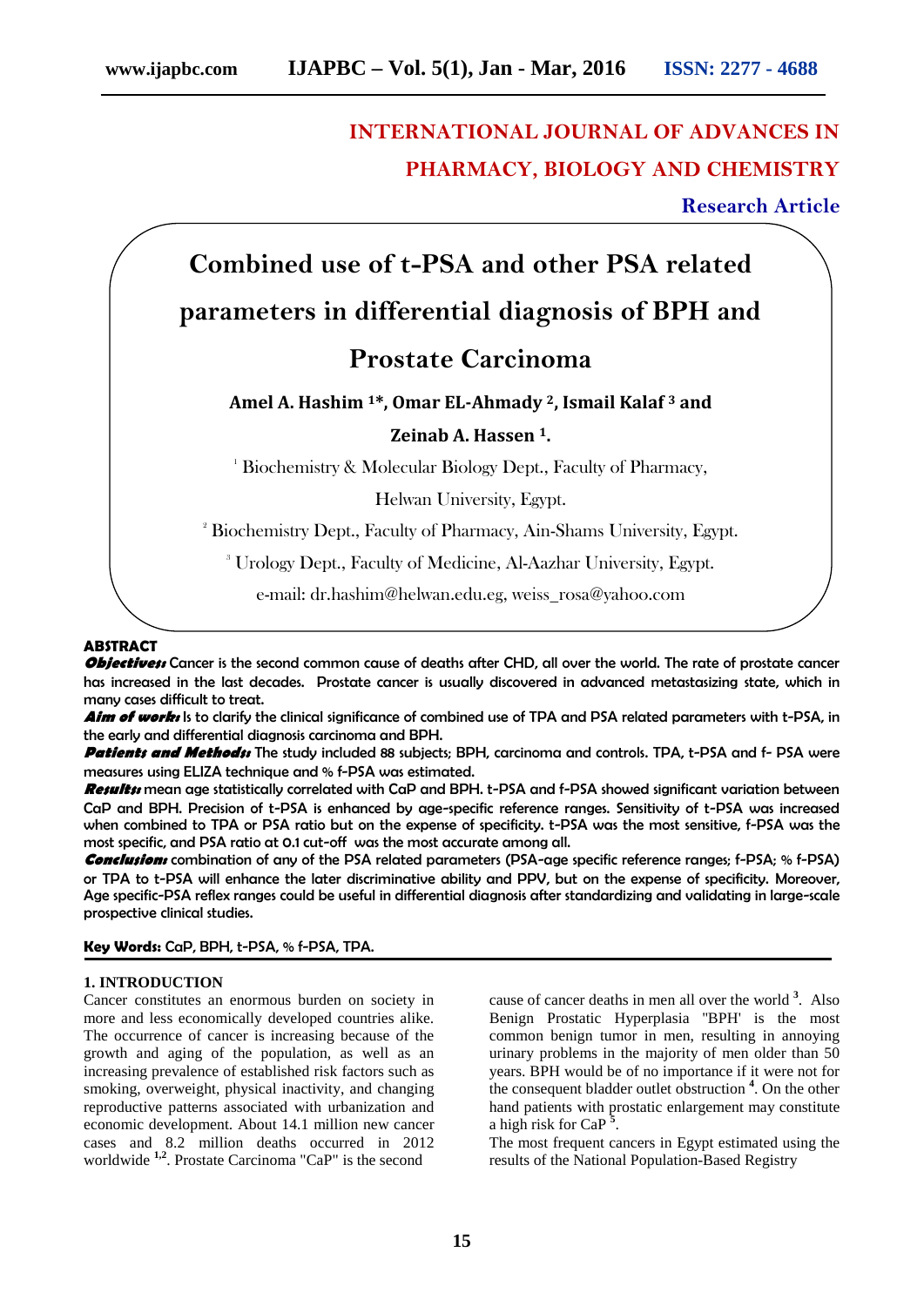# INTERNATIONAL JOURNAL OF ADVANCES IN PHARMACY, BIOLOGY AND CHEMISTRY

**Research Article**

# Combined use of t-PSA and other PSA related parameters in differential diagnosis of BPH and Prostate Carcinoma

**Amel A. Hashim [1]\*, Omar EL-Ahmady [2], Ismail Kalaf [3] and Zeinab A. Hassen [1].**

[1] Biochemistry & Molecular Biology Dept., Faculty of Pharmacy, Helwan University, Egypt.

[2] Biochemistry Dept., Faculty of Pharmacy, Ain-Shams University, Egypt.

[3] Urology Dept., Faculty of Medicine, Al-Aazhar University, Egypt.

e-mail: dr.hashim@helwan.edu.eg, weiss_rosa@yahoo.com

## ABSTRACT

***Objectives:*** Cancer is the second common cause of deaths after CHD, all over the world. The rate of prostate cancer has increased in the last decades. Prostate cancer is usually discovered in advanced metastasizing state, which in many cases difficult to treat.

***Aim of work:*** Is to clarify the clinical significance of combined use of TPA and PSA related parameters with t-PSA, in the early and differential diagnosis carcinoma and BPH.

***Patients and Methods:*** The study included 88 subjects; BPH, carcinoma and controls. TPA, t-PSA and f- PSA were measures using ELIZA technique and % f-PSA was estimated.

***Results:*** mean age statistically correlated with CaP and BPH. t-PSA and f-PSA showed significant variation between CaP and BPH. Precision of t-PSA is enhanced by age-specific reference ranges. Sensitivity of t-PSA was increased when combined to TPA or PSA ratio but on the expense of specificity. t-PSA was the most sensitive, f-PSA was the most specific, and PSA ratio at 0.1 cut-off was the most accurate among all.

***Conclusion:*** combination of any of the PSA related parameters (PSA-age specific reference ranges; f-PSA; % f-PSA) or TPA to t-PSA will enhance the later discriminative ability and PPV, but on the expense of specificity. Moreover, Age specific-PSA reflex ranges could be useful in differential diagnosis after standardizing and validating in large-scale prospective clinical studies.

**Key Words:** CaP, BPH, t-PSA, % f-PSA, TPA.

## 1. INTRODUCTION

Cancer constitutes an enormous burden on society in more and less economically developed countries alike. The occurrence of cancer is increasing because of the growth and aging of the population, as well as an increasing prevalence of established risk factors such as smoking, overweight, physical inactivity, and changing reproductive patterns associated with urbanization and economic development. About 14.1 million new cancer cases and 8.2 million deaths occurred in 2012 worldwide [1,2]. Prostate Carcinoma "CaP" is the second cause of cancer deaths in men all over the world [3]. Also Benign Prostatic Hyperplasia "BPH' is the most common benign tumor in men, resulting in annoying urinary problems in the majority of men older than 50 years. BPH would be of no importance if it were not for the consequent bladder outlet obstruction [4]. On the other hand patients with prostatic enlargement may constitute a high risk for CaP [5].

The most frequent cancers in Egypt estimated using the results of the National Population-Based Registry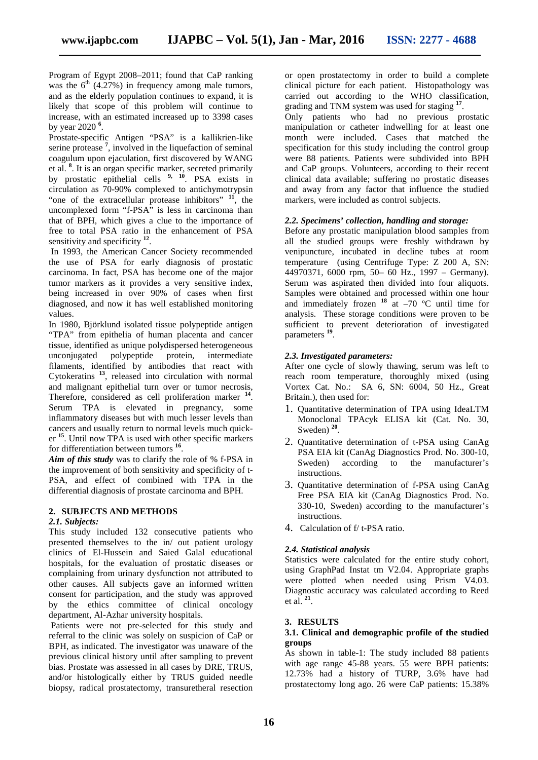Program of Egypt 2008–2011; found that CaP ranking was the 6$^{th}$ (4.27%) in frequency among male tumors, and as the elderly population continues to expand, it is likely that scope of this problem will continue to increase, with an estimated increased up to 3398 cases by year 2020 [6].

Prostate-specific Antigen "PSA" is a kallikrien-like serine protease [7], involved in the liquefaction of seminal coagulum upon ejaculation, first discovered by WANG et al. [8]. It is an organ specific marker, secreted primarily by prostatic epithelial cells [9, 10]. PSA exists in circulation as 70-90% complexed to antichymotrypsin "one of the extracellular protease inhibitors" [11], the uncomplexed form "f-PSA" is less in carcinoma than that of BPH, which gives a clue to the importance of free to total PSA ratio in the enhancement of PSA sensitivity and specificity [12].

In 1993, the American Cancer Society recommended the use of PSA for early diagnosis of prostatic carcinoma. In fact, PSA has become one of the major tumor markers as it provides a very sensitive index, being increased in over 90% of cases when first diagnosed, and now it has well established monitoring values.

In 1980, Björklund isolated tissue polypeptide antigen "TPA" from epithelia of human placenta and cancer tissue, identified as unique polydispersed heterogeneous unconjugated polypeptide protein, intermediate filaments, identified by antibodies that react with Cytokeratins [13], released into circulation with normal and malignant epithelial turn over or tumor necrosis, Therefore, considered as cell proliferation marker [14]. Serum TPA is elevated in pregnancy, some inflammatory diseases but with much lesser levels than cancers and usually return to normal levels much quicker [15]. Until now TPA is used with other specific markers for differentiation between tumors [16].

***Aim of this study*** was to clarify the role of % f-PSA in the improvement of both sensitivity and specificity of t-PSA, and effect of combined with TPA in the differential diagnosis of prostate carcinoma and BPH.

## 2. SUBJECTS AND METHODS

### *2.1. Subjects:*

This study included 132 consecutive patients who presented themselves to the in/ out patient urology clinics of El-Hussein and Saied Galal educational hospitals, for the evaluation of prostatic diseases or complaining from urinary dysfunction not attributed to other causes. All subjects gave an informed written consent for participation, and the study was approved by the ethics committee of clinical oncology department, Al-Azhar university hospitals.

Patients were not pre-selected for this study and referral to the clinic was solely on suspicion of CaP or BPH, as indicated. The investigator was unaware of the previous clinical history until after sampling to prevent bias. Prostate was assessed in all cases by DRE, TRUS, and/or histologically either by TRUS guided needle biopsy, radical prostatectomy, transuretheral resection or open prostatectomy in order to build a complete clinical picture for each patient. Histopathology was carried out according to the WHO classification, grading and TNM system was used for staging [17].

Only patients who had no previous prostatic manipulation or catheter indwelling for at least one month were included. Cases that matched the specification for this study including the control group were 88 patients. Patients were subdivided into BPH and CaP groups. Volunteers, according to their recent clinical data available; suffering no prostatic diseases and away from any factor that influence the studied markers, were included as control subjects.

### *2.2. Specimens' collection, handling and storage:*

Before any prostatic manipulation blood samples from all the studied groups were freshly withdrawn by venipuncture, incubated in decline tubes at room temperature (using Centrifuge Type: Z 200 A, SN: 44970371, 6000 rpm, 50– 60 Hz., 1997 – Germany). Serum was aspirated then divided into four aliquots. Samples were obtained and processed within one hour and immediately frozen [18] at –70 ºC until time for analysis. These storage conditions were proven to be sufficient to prevent deterioration of investigated parameters [19].

### *2.3. Investigated parameters:*

After one cycle of slowly thawing, serum was left to reach room temperature, thoroughly mixed (using Vortex Cat. No.: SA 6, SN: 6004, 50 Hz., Great Britain.), then used for:

1. Quantitative determination of TPA using IdeaLTM Monoclonal TPAcyk ELISA kit (Cat. No. 30, Sweden) [20].
2. Quantitative determination of t-PSA using CanAg PSA EIA kit (CanAg Diagnostics Prod. No. 300-10, Sweden) according to the manufacturer's instructions.
3. Quantitative determination of f-PSA using CanAg Free PSA EIA kit (CanAg Diagnostics Prod. No. 330-10, Sweden) according to the manufacturer's instructions.
4. Calculation of f/ t-PSA ratio.

### *2.4. Statistical analysis*

Statistics were calculated for the entire study cohort, using GraphPad Instat tm V2.04. Appropriate graphs were plotted when needed using Prism V4.03. Diagnostic accuracy was calculated according to Reed et al. [21].

## 3. RESULTS

### 3.1. Clinical and demographic profile of the studied groups

As shown in table-1: The study included 88 patients with age range 45-88 years. 55 were BPH patients: 12.73% had a history of TURP, 3.6% have had prostatectomy long ago. 26 were CaP patients: 15.38%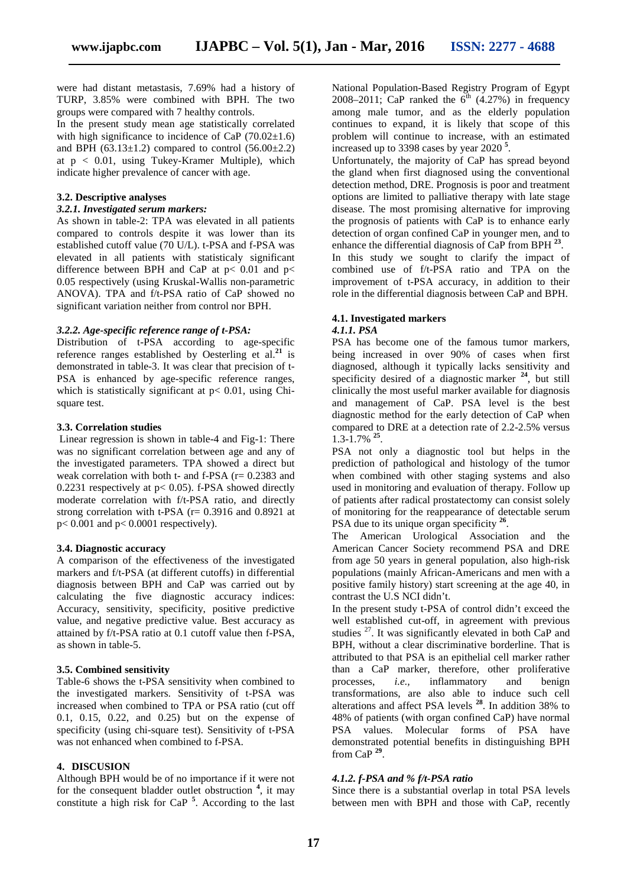were had distant metastasis, 7.69% had a history of TURP, 3.85% were combined with BPH. The two groups were compared with 7 healthy controls.

In the present study mean age statistically correlated with high significance to incidence of CaP (70.02±1.6) and BPH (63.13±1.2) compared to control (56.00±2.2) at $p < 0.01$, using Tukey-Kramer Multiple), which indicate higher prevalence of cancer with age.

### 3.2. Descriptive analyses

#### *3.2.1. Investigated serum markers:*

As shown in table-2: TPA was elevated in all patients compared to controls despite it was lower than its established cutoff value (70 U/L). t-PSA and f-PSA was elevated in all patients with statisticaly significant difference between BPH and CaP at $p< 0.01$ and $p< 0.05$ respectively (using Kruskal-Wallis non-parametric ANOVA). TPA and f/t-PSA ratio of CaP showed no significant variation neither from control nor BPH.

#### *3.2.2. Age-specific reference range of t-PSA:*

Distribution of t-PSA according to age-specific reference ranges established by Oesterling et al.[21] is demonstrated in table-3. It was clear that precision of t-PSA is enhanced by age-specific reference ranges, which is statistically significant at $p< 0.01$, using Chi-square test.

### 3.3. Correlation studies

Linear regression is shown in table-4 and Fig-1: There was no significant correlation between age and any of the investigated parameters. TPA showed a direct but weak correlation with both t- and f-PSA (r= 0.2383 and 0.2231 respectively at $p< 0.05$). f-PSA showed directly moderate correlation with f/t-PSA ratio, and directly strong correlation with t-PSA (r= 0.3916 and 0.8921 at $p< 0.001$ and $p< 0.0001$ respectively).

### 3.4. Diagnostic accuracy

A comparison of the effectiveness of the investigated markers and f/t-PSA (at different cutoffs) in differential diagnosis between BPH and CaP was carried out by calculating the five diagnostic accuracy indices: Accuracy, sensitivity, specificity, positive predictive value, and negative predictive value. Best accuracy as attained by f/t-PSA ratio at 0.1 cutoff value then f-PSA, as shown in table-5.

### 3.5. Combined sensitivity

Table-6 shows the t-PSA sensitivity when combined to the investigated markers. Sensitivity of t-PSA was increased when combined to TPA or PSA ratio (cut off 0.1, 0.15, 0.22, and 0.25) but on the expense of specificity (using chi-square test). Sensitivity of t-PSA was not enhanced when combined to f-PSA.

## 4. DISCUSION

Although BPH would be of no importance if it were not for the consequent bladder outlet obstruction [4], it may constitute a high risk for CaP [5]. According to the last National Population-Based Registry Program of Egypt 2008–2011; CaP ranked the 6th (4.27%) in frequency among male tumor, and as the elderly population continues to expand, it is likely that scope of this problem will continue to increase, with an estimated increased up to 3398 cases by year 2020 [5].

Unfortunately, the majority of CaP has spread beyond the gland when first diagnosed using the conventional detection method, DRE. Prognosis is poor and treatment options are limited to palliative therapy with late stage disease. The most promising alternative for improving the prognosis of patients with CaP is to enhance early detection of organ confined CaP in younger men, and to enhance the differential diagnosis of CaP from BPH [23].

In this study we sought to clarify the impact of combined use of f/t-PSA ratio and TPA on the improvement of t-PSA accuracy, in addition to their role in the differential diagnosis between CaP and BPH.

### 4.1. Investigated markers

#### *4.1.1. PSA*

PSA has become one of the famous tumor markers, being increased in over 90% of cases when first diagnosed, although it typically lacks sensitivity and specificity desired of a diagnostic marker [24], but still clinically the most useful marker available for diagnosis and management of CaP. PSA level is the best diagnostic method for the early detection of CaP when compared to DRE at a detection rate of 2.2-2.5% versus 1.3-1.7% [25].

PSA not only a diagnostic tool but helps in the prediction of pathological and histology of the tumor when combined with other staging systems and also used in monitoring and evaluation of therapy. Follow up of patients after radical prostatectomy can consist solely of monitoring for the reappearance of detectable serum PSA due to its unique organ specificity [26].

The American Urological Association and the American Cancer Society recommend PSA and DRE from age 50 years in general population, also high-risk populations (mainly African-Americans and men with a positive family history) start screening at the age 40, in contrast the U.S NCI didn't.

In the present study t-PSA of control didn't exceed the well established cut-off, in agreement with previous studies [27]. It was significantly elevated in both CaP and BPH, without a clear discriminative borderline. That is attributed to that PSA is an epithelial cell marker rather than a CaP marker, therefore, other proliferative processes, *i.e.*, inflammatory and benign transformations, are also able to induce such cell alterations and affect PSA levels [28]. In addition 38% to 48% of patients (with organ confined CaP) have normal PSA values. Molecular forms of PSA have demonstrated potential benefits in distinguishing BPH from CaP [29].

#### *4.1.2. f-PSA and % f/t-PSA ratio*

Since there is a substantial overlap in total PSA levels between men with BPH and those with CaP, recently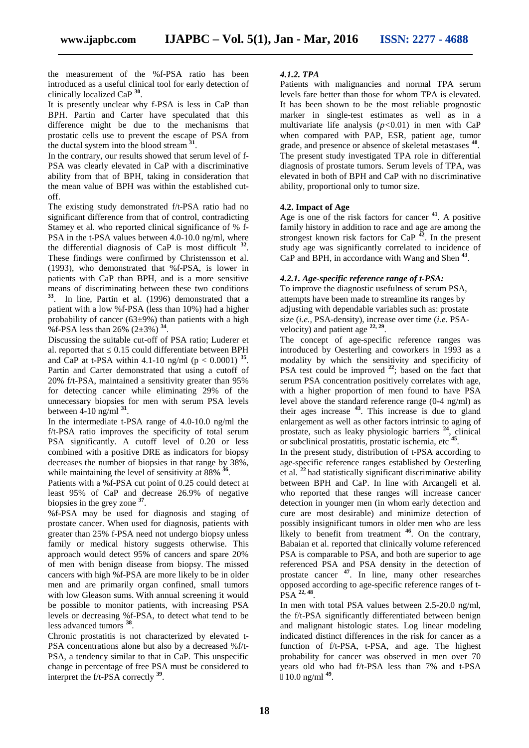the measurement of the %f-PSA ratio has been introduced as a useful clinical tool for early detection of clinically localized CaP [30].

It is presently unclear why f-PSA is less in CaP than BPH. Partin and Carter have speculated that this difference might be due to the mechanisms that prostatic cells use to prevent the escape of PSA from the ductal system into the blood stream [31].

In the contrary, our results showed that serum level of f-PSA was clearly elevated in CaP with a discriminative ability from that of BPH, taking in consideration that the mean value of BPH was within the established cut-off.

The existing study demonstrated f/t-PSA ratio had no significant difference from that of control, contradicting Stamey et al. who reported clinical significance of % f-PSA in the t-PSA values between 4.0-10.0 ng/ml, where the differential diagnosis of CaP is most difficult [32]. These findings were confirmed by Christensson et al. (1993), who demonstrated that %f-PSA, is lower in patients with CaP than BPH, and is a more sensitive means of discriminating between these two conditions [33]. In line, Partin et al. (1996) demonstrated that a patient with a low %f-PSA (less than 10%) had a higher probability of cancer (63±9%) than patients with a high %f-PSA less than 26% (2±3%) [34].

Discussing the suitable cut-off of PSA ratio; Luderer et al. reported that $\leq 0.15$ could differentiate between BPH and CaP at t-PSA within 4.1-10 ng/ml ($p < 0.0001$) [35]. Partin and Carter demonstrated that using a cutoff of 20% f/t-PSA, maintained a sensitivity greater than 95% for detecting cancer while eliminating 29% of the unnecessary biopsies for men with serum PSA levels between 4-10 ng/ml [31].

In the intermediate t-PSA range of 4.0-10.0 ng/ml the f/t-PSA ratio improves the specificity of total serum PSA significantly. A cutoff level of 0.20 or less combined with a positive DRE as indicators for biopsy decreases the number of biopsies in that range by 38%, while maintaining the level of sensitivity at 88% [36].

Patients with a %f-PSA cut point of 0.25 could detect at least 95% of CaP and decrease 26.9% of negative biopsies in the grey zone [37].

%f-PSA may be used for diagnosis and staging of prostate cancer. When used for diagnosis, patients with greater than 25% f-PSA need not undergo biopsy unless family or medical history suggests otherwise. This approach would detect 95% of cancers and spare 20% of men with benign disease from biopsy. The missed cancers with high %f-PSA are more likely to be in older men and are primarily organ confined, small tumors with low Gleason sums. With annual screening it would be possible to monitor patients, with increasing PSA levels or decreasing %f-PSA, to detect what tend to be less advanced tumors [38].

Chronic prostatitis is not characterized by elevated t-PSA concentrations alone but also by a decreased %f/t-PSA, a tendency similar to that in CaP. This unspecific change in percentage of free PSA must be considered to interpret the f/t-PSA correctly [39].

#### *4.1.2. TPA*

Patients with malignancies and normal TPA serum levels fare better than those for whom TPA is elevated. It has been shown to be the most reliable prognostic marker in single-test estimates as well as in a multivariate life analysis ($p$<0.01) in men with CaP when compared with PAP, ESR, patient age, tumor grade, and presence or absence of skeletal metastases [40]. The present study investigated TPA role in differential diagnosis of prostate tumors. Serum levels of TPA, was elevated in both of BPH and CaP with no discriminative ability, proportional only to tumor size.

### 4.2. Impact of Age

Age is one of the risk factors for cancer [41]. A positive family history in addition to race and age are among the strongest known risk factors for CaP [42]. In the present study age was significantly correlated to incidence of CaP and BPH, in accordance with Wang and Shen [43].

#### *4.2.1. Age-specific reference range of t-PSA:*

To improve the diagnostic usefulness of serum PSA, attempts have been made to streamline its ranges by adjusting with dependable variables such as: prostate size (*i.e.,* PSA-density), increase over time (*i.e.* PSA-velocity) and patient age [22, 29].

The concept of age-specific reference ranges was introduced by Oesterling and coworkers in 1993 as a modality by which the sensitivity and specificity of PSA test could be improved [22]; based on the fact that serum PSA concentration positively correlates with age, with a higher proportion of men found to have PSA level above the standard reference range (0-4 ng/ml) as their ages increase [43]. This increase is due to gland enlargement as well as other factors intrinsic to aging of prostate, such as leaky physiologic barriers [24], clinical or subclinical prostatitis, prostatic ischemia, etc [45].

In the present study, distribution of t-PSA according to age-specific reference ranges established by Oesterling et al. [22] had statistically significant discriminative ability between BPH and CaP. In line with Arcangeli et al. who reported that these ranges will increase cancer detection in younger men (in whom early detection and cure are most desirable) and minimize detection of possibly insignificant tumors in older men who are less likely to benefit from treatment [46]. On the contrary, Babaian et al. reported that clinically volume referenced PSA is comparable to PSA, and both are superior to age referenced PSA and PSA density in the detection of prostate cancer [47]. In line, many other researches opposed according to age-specific reference ranges of t-PSA [22, 48].

In men with total PSA values between 2.5-20.0 ng/ml, the f/t-PSA significantly differentiated between benign and malignant histologic states. Log linear modeling indicated distinct differences in the risk for cancer as a function of f/t-PSA, t-PSA, and age. The highest probability for cancer was observed in men over 70 years old who had f/t-PSA less than 7% and t-PSA  10.0 ng/ml [49].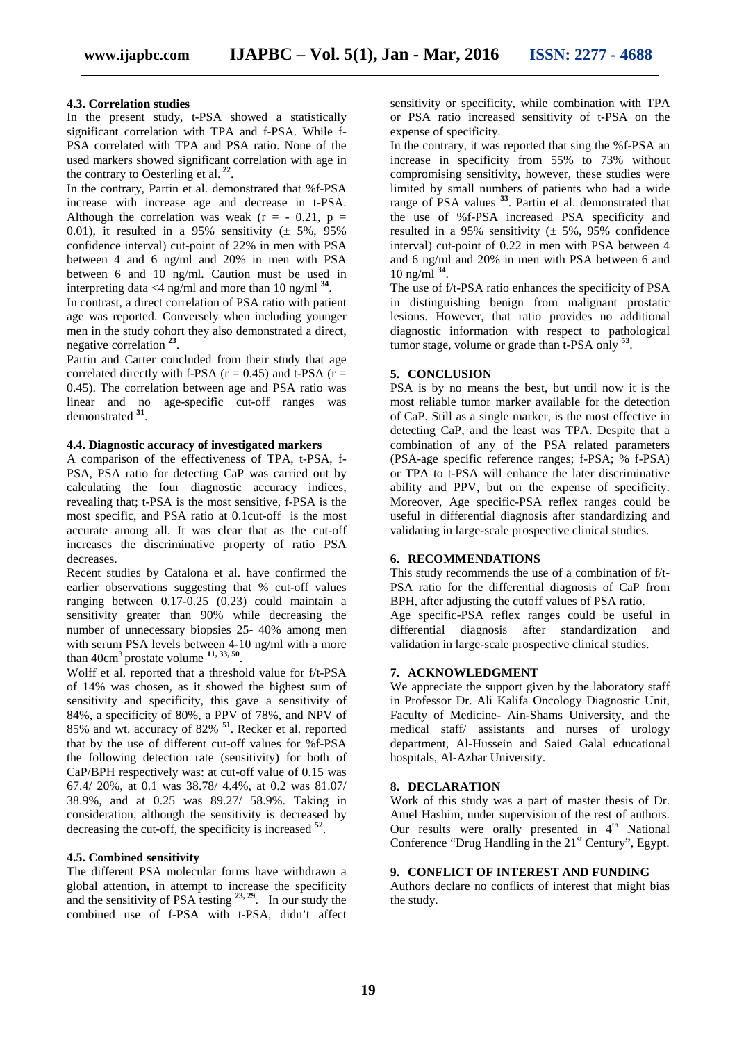### 4.3. Correlation studies

In the present study, t-PSA showed a statistically significant correlation with TPA and f-PSA. While f-PSA correlated with TPA and PSA ratio. None of the used markers showed significant correlation with age in the contrary to Oesterling et al. [22].

In the contrary, Partin et al. demonstrated that %f-PSA increase with increase age and decrease in t-PSA. Although the correlation was weak ($r = -0.21$, $p = 0.01$), it resulted in a 95% sensitivity (± 5%, 95% confidence interval) cut-point of 22% in men with PSA between 4 and 6 ng/ml and 20% in men with PSA between 6 and 10 ng/ml. Caution must be used in interpreting data <4 ng/ml and more than 10 ng/ml [34].

In contrast, a direct correlation of PSA ratio with patient age was reported. Conversely when including younger men in the study cohort they also demonstrated a direct, negative correlation [23].

Partin and Carter concluded from their study that age correlated directly with f-PSA ($r = 0.45$) and t-PSA ($r = 0.45$). The correlation between age and PSA ratio was linear and no age-specific cut-off ranges was demonstrated [31].

### 4.4. Diagnostic accuracy of investigated markers

A comparison of the effectiveness of TPA, t-PSA, f-PSA, PSA ratio for detecting CaP was carried out by calculating the four diagnostic accuracy indices, revealing that; t-PSA is the most sensitive, f-PSA is the most specific, and PSA ratio at 0.1cut-off is the most accurate among all. It was clear that as the cut-off increases the discriminative property of ratio PSA decreases.

Recent studies by Catalona et al. have confirmed the earlier observations suggesting that % cut-off values ranging between 0.17-0.25 (0.23) could maintain a sensitivity greater than 90% while decreasing the number of unnecessary biopsies 25- 40% among men with serum PSA levels between 4-10 ng/ml with a more than 40cm$^3$ prostate volume [11, 33, 50].

Wolff et al. reported that a threshold value for f/t-PSA of 14% was chosen, as it showed the highest sum of sensitivity and specificity, this gave a sensitivity of 84%, a specificity of 80%, a PPV of 78%, and NPV of 85% and wt. accuracy of 82% [51]. Recker et al. reported that by the use of different cut-off values for %f-PSA the following detection rate (sensitivity) for both of CaP/BPH respectively was: at cut-off value of 0.15 was 67.4/ 20%, at 0.1 was 38.78/ 4.4%, at 0.2 was 81.07/ 38.9%, and at 0.25 was 89.27/ 58.9%. Taking in consideration, although the sensitivity is decreased by decreasing the cut-off, the specificity is increased [52].

### 4.5. Combined sensitivity

The different PSA molecular forms have withdrawn a global attention, in attempt to increase the specificity and the sensitivity of PSA testing [23, 29]. In our study the combined use of f-PSA with t-PSA, didn't affect sensitivity or specificity, while combination with TPA or PSA ratio increased sensitivity of t-PSA on the expense of specificity.

In the contrary, it was reported that sing the %f-PSA an increase in specificity from 55% to 73% without compromising sensitivity, however, these studies were limited by small numbers of patients who had a wide range of PSA values [33]. Partin et al. demonstrated that the use of %f-PSA increased PSA specificity and resulted in a 95% sensitivity (± 5%, 95% confidence interval) cut-point of 0.22 in men with PSA between 4 and 6 ng/ml and 20% in men with PSA between 6 and 10 ng/ml [34].

The use of f/t-PSA ratio enhances the specificity of PSA in distinguishing benign from malignant prostatic lesions. However, that ratio provides no additional diagnostic information with respect to pathological tumor stage, volume or grade than t-PSA only [53].

## 5. CONCLUSION

PSA is by no means the best, but until now it is the most reliable tumor marker available for the detection of CaP. Still as a single marker, is the most effective in detecting CaP, and the least was TPA. Despite that a combination of any of the PSA related parameters (PSA-age specific reference ranges; f-PSA; % f-PSA) or TPA to t-PSA will enhance the later discriminative ability and PPV, but on the expense of specificity. Moreover, Age specific-PSA reflex ranges could be useful in differential diagnosis after standardizing and validating in large-scale prospective clinical studies.

## 6. RECOMMENDATIONS

This study recommends the use of a combination of f/t-PSA ratio for the differential diagnosis of CaP from BPH, after adjusting the cutoff values of PSA ratio.

Age specific-PSA reflex ranges could be useful in differential diagnosis after standardization and validation in large-scale prospective clinical studies.

## 7. ACKNOWLEDGMENT

We appreciate the support given by the laboratory staff in Professor Dr. Ali Kalifa Oncology Diagnostic Unit, Faculty of Medicine- Ain-Shams University, and the medical staff/ assistants and nurses of urology department, Al-Hussein and Saied Galal educational hospitals, Al-Azhar University.

## 8. DECLARATION

Work of this study was a part of master thesis of Dr. Amel Hashim, under supervision of the rest of authors. Our results were orally presented in 4th National Conference "Drug Handling in the 21st Century", Egypt.

## 9. CONFLICT OF INTEREST AND FUNDING

Authors declare no conflicts of interest that might bias the study.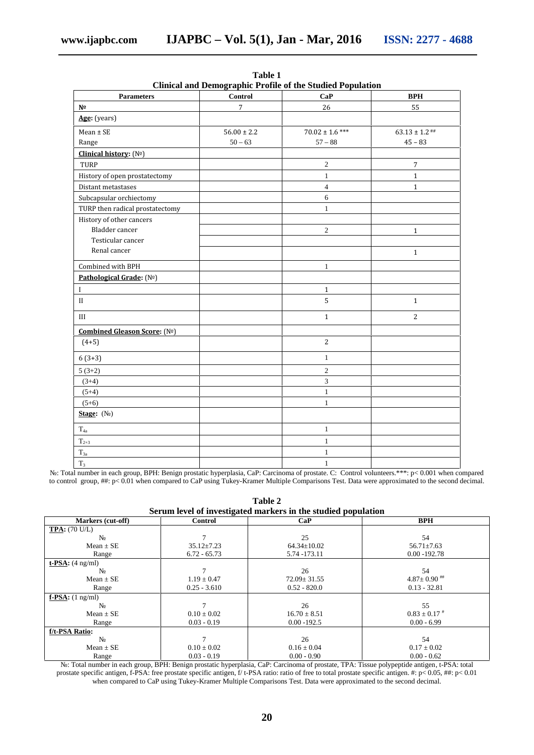**Table 1**
**Clinical and Demographic Profile of the Studied Population**

| Parameters | Control | CaP | BPH |
|---|---|---|---|
| № | 7 | 26 | 55 |
| **Age:** (years) | | | |
| Mean ± SE<br>Range | 56.00 ± 2.2<br>50 – 63 | 70.02 ± 1.6 ***<br>57 – 88 | 63.13 ± 1.2 ##<br>45 – 83 |
| **Clinical history:** (№) | | | |
| TURP | | 2 | 7 |
| History of open prostatectomy | | 1 | 1 |
| Distant metastases | | 4 | 1 |
| Subcapsular orchiectomy | | 6 | |
| TURP then radical prostatectomy | | 1 | |
| History of other cancers | | | |
| Bladder cancer | | 2 | 1 |
| Testicular cancer | | | |
| Renal cancer | | | 1 |
| Combined with BPH | | 1 | |
| **Pathological Grade:** (№) | | | |
| I | | 1 | |
| II | | 5 | 1 |
| III | | 1 | 2 |
| **Combined Gleason Score:** (№) | | | |
| (4+5) | | 2 | |
| 6 (3+3) | | 1 | |
| 5 (3+2) | | 2 | |
| (3+4) | | 3 | |
| (5+4) | | 1 | |
| (5+6) | | 1 | |
| **Stage:** (№) | | | |
| $T_{4a}$ | | 1 | |
| $T_{2+3}$ | | 1 | |
| $T_{3a}$ | | 1 | |
| $T_3$ | | 1 | |

№: Total number in each group, BPH: Benign prostatic hyperplasia, CaP: Carcinoma of prostate. C: Control volunteers.***: $p < 0.001$ when compared to control group, ##: $p < 0.01$ when compared to CaP using Tukey-Kramer Multiple Comparisons Test. Data were approximated to the second decimal.

**Table 2**
**Serum level of investigated markers in the studied population**

| Markers (cut-off) | Control | CaP | BPH |
|---|---|---|---|
| **TPA:** (70 U/L) | | | |
| № | 7 | 25 | 54 |
| Mean ± SE | 35.12±7.23 | 64.34±10.02 | 56.71±7.63 |
| Range | 6.72 - 65.73 | 5.74 -173.11 | 0.00 -192.78 |
| **t-PSA:** (4 ng/ml) | | | |
| № | 7 | 26 | 54 |
| Mean ± SE | 1.19 ± 0.47 | 72.09± 31.55 | 4.87± 0.90 ## |
| Range | 0.25 - 3.610 | 0.52 - 820.0 | 0.13 - 32.81 |
| **f-PSA:** (1 ng/ml) | | | |
| № | 7 | 26 | 55 |
| Mean ± SE | 0.10 ± 0.02 | 16.70 ± 8.51 | 0.83 ± 0.17 # |
| Range | 0.03 - 0.19 | 0.00 -192.5 | 0.00 - 6.99 |
| **f/t-PSA Ratio:** | | | |
| № | 7 | 26 | 54 |
| Mean ± SE | 0.10 ± 0.02 | 0.16 ± 0.04 | 0.17 ± 0.02 |
| Range | 0.03 - 0.19 | 0.00 - 0.90 | 0.00 - 0.62 |

№: Total number in each group, BPH: Benign prostatic hyperplasia, CaP: Carcinoma of prostate, TPA: Tissue polypeptide antigen, t-PSA: total prostate specific antigen, f-PSA: free prostate specific antigen, f/ t-PSA ratio: ratio of free to total prostate specific antigen. #: $p < 0.05$, ##: $p < 0.01$ when compared to CaP using Tukey-Kramer Multiple Comparisons Test. Data were approximated to the second decimal.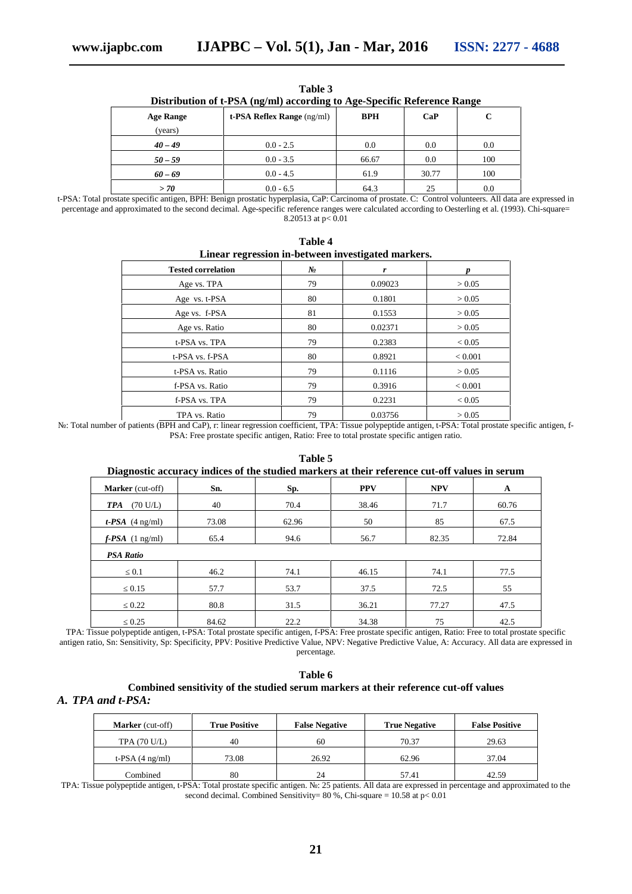**Table 3**
**Distribution of t-PSA (ng/ml) according to Age-Specific Reference Range**

| **Age Range** (years) | **t-PSA Reflex Range** (ng/ml) | **BPH** | **CaP** | **C** |
|---|---|---|---|---|
| ***40 – 49*** | 0.0 - 2.5 | 0.0 | 0.0 | 0.0 |
| ***50 – 59*** | 0.0 - 3.5 | 66.67 | 0.0 | 100 |
| ***60 – 69*** | 0.0 - 4.5 | 61.9 | 30.77 | 100 |
| ***> 70*** | 0.0 - 6.5 | 64.3 | 25 | 0.0 |

t-PSA: Total prostate specific antigen, BPH: Benign prostatic hyperplasia, CaP: Carcinoma of prostate. C: Control volunteers. All data are expressed in percentage and approximated to the second decimal. Age-specific reference ranges were calculated according to Oesterling et al. (1993). Chi-square= 8.20513 at $p< 0.01$

**Table 4**
**Linear regression in-between investigated markers.**

| **Tested correlation** | **№** | ***r*** | ***p*** |
|---|---|---|---|
| Age vs. TPA | 79 | 0.09023 | > 0.05 |
| Age vs. t-PSA | 80 | 0.1801 | > 0.05 |
| Age vs. f-PSA | 81 | 0.1553 | > 0.05 |
| Age vs. Ratio | 80 | 0.02371 | > 0.05 |
| t-PSA vs. TPA | 79 | 0.2383 | < 0.05 |
| t-PSA vs. f-PSA | 80 | 0.8921 | < 0.001 |
| t-PSA vs. Ratio | 79 | 0.1116 | > 0.05 |
| f-PSA vs. Ratio | 79 | 0.3916 | < 0.001 |
| f-PSA vs. TPA | 79 | 0.2231 | < 0.05 |
| TPA vs. Ratio | 79 | 0.03756 | > 0.05 |

№: Total number of patients (BPH and CaP), r: linear regression coefficient, TPA: Tissue polypeptide antigen, t-PSA: Total prostate specific antigen, f-PSA: Free prostate specific antigen, Ratio: Free to total prostate specific antigen ratio.

**Table 5**
**Diagnostic accuracy indices of the studied markers at their reference cut-off values in serum**

| **Marker** (cut-off) | **Sn.** | **Sp.** | **PPV** | **NPV** | **A** |
|---|---|---|---|---|---|
| ***TPA*** (70 U/L) | 40 | 70.4 | 38.46 | 71.7 | 60.76 |
| ***t-PSA*** (4 ng/ml) | 73.08 | 62.96 | 50 | 85 | 67.5 |
| ***f-PSA*** (1 ng/ml) | 65.4 | 94.6 | 56.7 | 82.35 | 72.84 |
| ***PSA Ratio*** | | | | | |
| ≤ 0.1 | 46.2 | 74.1 | 46.15 | 74.1 | 77.5 |
| ≤ 0.15 | 57.7 | 53.7 | 37.5 | 72.5 | 55 |
| ≤ 0.22 | 80.8 | 31.5 | 36.21 | 77.27 | 47.5 |
| ≤ 0.25 | 84.62 | 22.2 | 34.38 | 75 | 42.5 |

TPA: Tissue polypeptide antigen, t-PSA: Total prostate specific antigen, f-PSA: Free prostate specific antigen, Ratio: Free to total prostate specific antigen ratio, Sn: Sensitivity, Sp: Specificity, PPV: Positive Predictive Value, NPV: Negative Predictive Value, A: Accuracy. All data are expressed in percentage.

**Table 6**
**Combined sensitivity of the studied serum markers at their reference cut-off values**

***A. TPA and t-PSA:***

| **Marker** (cut-off) | **True Positive** | **False Negative** | **True Negative** | **False Positive** |
|---|---|---|---|---|
| TPA (70 U/L) | 40 | 60 | 70.37 | 29.63 |
| t-PSA (4 ng/ml) | 73.08 | 26.92 | 62.96 | 37.04 |
| Combined | 80 | 24 | 57.41 | 42.59 |

TPA: Tissue polypeptide antigen, t-PSA: Total prostate specific antigen. №: 25 patients. All data are expressed in percentage and approximated to the second decimal. Combined Sensitivity= 80 %, Chi-square = 10.58 at $p< 0.01$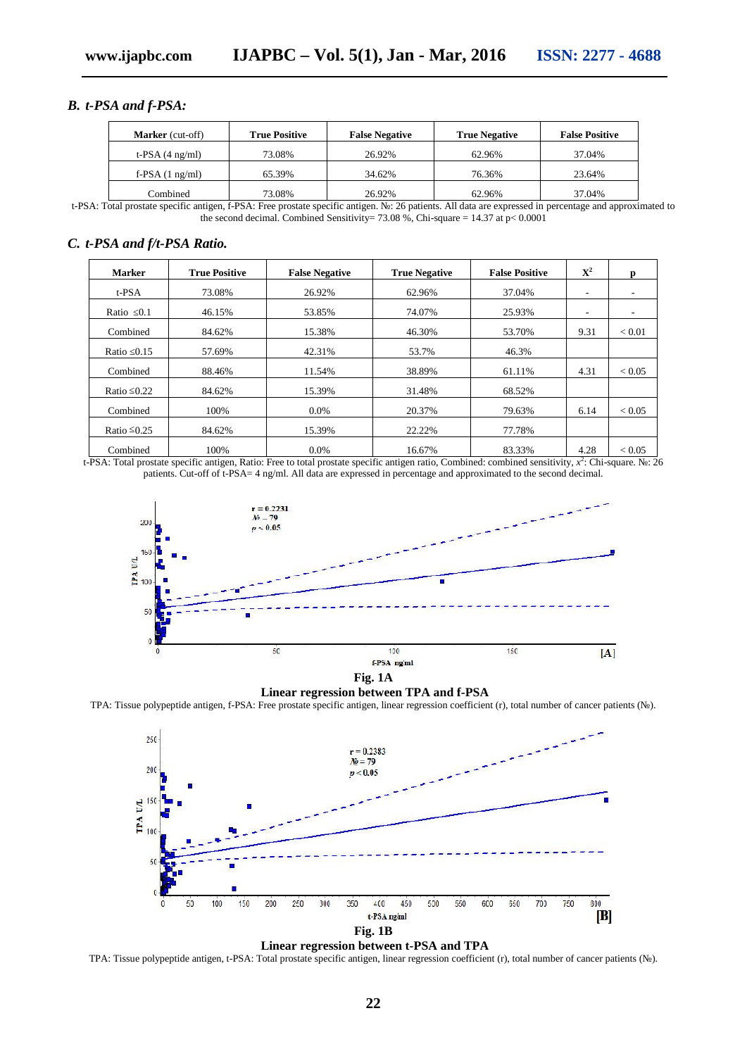### B. t-PSA and f-PSA:

| **Marker** (cut-off) | **True Positive** | **False Negative** | **True Negative** | **False Positive** |
|---|---|---|---|---|
| t-PSA (4 ng/ml) | 73.08% | 26.92% | 62.96% | 37.04% |
| f-PSA (1 ng/ml) | 65.39% | 34.62% | 76.36% | 23.64% |
| Combined | 73.08% | 26.92% | 62.96% | 37.04% |

t-PSA: Total prostate specific antigen, f-PSA: Free prostate specific antigen. №: 26 patients. All data are expressed in percentage and approximated to the second decimal. Combined Sensitivity= 73.08 %, Chi-square = 14.37 at $p< 0.0001$

### C. t-PSA and f/t-PSA Ratio.

| **Marker** | **True Positive** | **False Negative** | **True Negative** | **False Positive** | **$X^2$** | **p** |
|---|---|---|---|---|---|---|
| t-PSA | 73.08% | 26.92% | 62.96% | 37.04% | - | - |
| Ratio ≤0.1 | 46.15% | 53.85% | 74.07% | 25.93% | - | - |
| Combined | 84.62% | 15.38% | 46.30% | 53.70% | 9.31 | < 0.01 |
| Ratio ≤0.15 | 57.69% | 42.31% | 53.7% | 46.3% | | |
| Combined | 88.46% | 11.54% | 38.89% | 61.11% | 4.31 | < 0.05 |
| Ratio ≤0.22 | 84.62% | 15.39% | 31.48% | 68.52% | | |
| Combined | 100% | 0.0% | 20.37% | 79.63% | 6.14 | < 0.05 |
| Ratio ≤0.25 | 84.62% | 15.39% | 22.22% | 77.78% | | |
| Combined | 100% | 0.0% | 16.67% | 83.33% | 4.28 | < 0.05 |

t-PSA: Total prostate specific antigen, Ratio: Free to total prostate specific antigen ratio, Combined: combined sensitivity, $x^2$: Chi-square. №: 26 patients. Cut-off of t-PSA= 4 ng/ml. All data are expressed in percentage and approximated to the second decimal.

**Fig. 1A**

**Linear regression between TPA and f-PSA**

TPA: Tissue polypeptide antigen, f-PSA: Free prostate specific antigen, linear regression coefficient (r), total number of cancer patients (№).

**Fig. 1B**

**Linear regression between t-PSA and TPA**

TPA: Tissue polypeptide antigen, t-PSA: Total prostate specific antigen, linear regression coefficient (r), total number of cancer patients (№).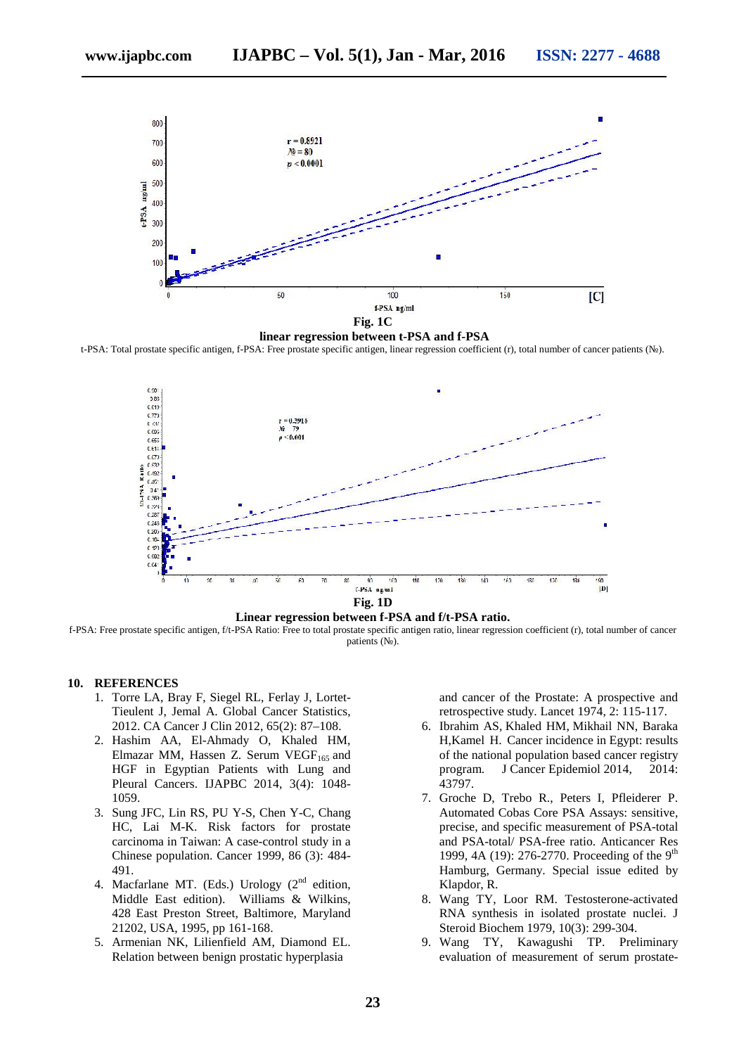Fig. 1C

**linear regression between t-PSA and f-PSA**

t-PSA: Total prostate specific antigen, f-PSA: Free prostate specific antigen, linear regression coefficient (r), total number of cancer patients (№).

Fig. 1D

**Linear regression between f-PSA and f/t-PSA ratio.**

f-PSA: Free prostate specific antigen, f/t-PSA Ratio: Free to total prostate specific antigen ratio, linear regression coefficient (r), total number of cancer patients (№).

## 10. REFERENCES

1. Torre LA, Bray F, Siegel RL, Ferlay J, Lortet-Tieulent J, Jemal A. Global Cancer Statistics, 2012. CA Cancer J Clin 2012, 65(2): 87–108.
2. Hashim AA, El-Ahmady O, Khaled HM, Elmazar MM, Hassen Z. Serum $VEGF_{165}$ and HGF in Egyptian Patients with Lung and Pleural Cancers. IJAPBC 2014, 3(4): 1048-1059.
3. Sung JFC, Lin RS, PU Y-S, Chen Y-C, Chang HC, Lai M-K. Risk factors for prostate carcinoma in Taiwan: A case-control study in a Chinese population. Cancer 1999, 86 (3): 484-491.
4. Macfarlane MT. (Eds.) Urology (2nd edition, Middle East edition). Williams & Wilkins, 428 East Preston Street, Baltimore, Maryland 21202, USA, 1995, pp 161-168.
5. Armenian NK, Lilienfield AM, Diamond EL. Relation between benign prostatic hyperplasia and cancer of the Prostate: A prospective and retrospective study. Lancet 1974, 2: 115-117.
6. Ibrahim AS, Khaled HM, Mikhail NN, Baraka H,Kamel H. Cancer incidence in Egypt: results of the national population based cancer registry program. J Cancer Epidemiol 2014, 2014: 43797.
7. Groche D, Trebo R., Peters I, Pfleiderer P. Automated Cobas Core PSA Assays: sensitive, precise, and specific measurement of PSA-total and PSA-total/ PSA-free ratio. Anticancer Res 1999, 4A (19): 276-2770. Proceeding of the 9th Hamburg, Germany. Special issue edited by Klapdor, R.
8. Wang TY, Loor RM. Testosterone-activated RNA synthesis in isolated prostate nuclei. J Steroid Biochem 1979, 10(3): 299-304.
9. Wang TY, Kawagushi TP. Preliminary evaluation of measurement of serum prostate-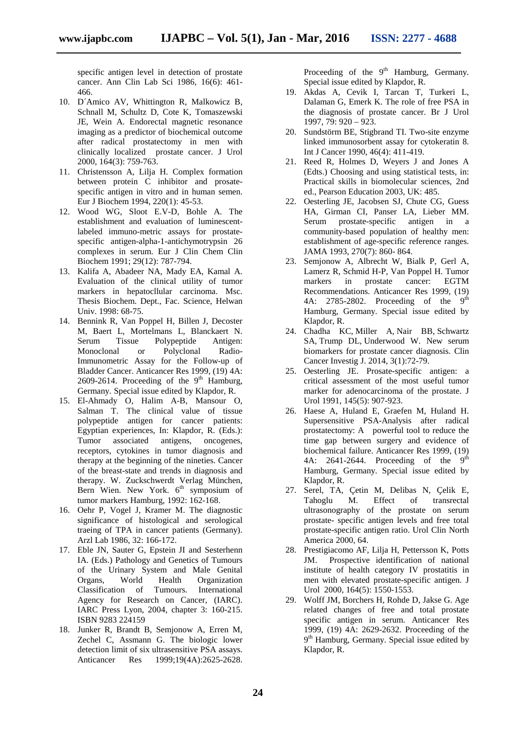specific antigen level in detection of prostate cancer. Ann Clin Lab Sci 1986, 16(6): 461-466.

10. D´Amico AV, Whittington R, Malkowicz B, Schnall M, Schultz D, Cote K, Tomaszewski JE, Wein A. Endorectal magnetic resonance imaging as a predictor of biochemical outcome after radical prostatectomy in men with clinically localized prostate cancer. J Urol 2000, 164(3): 759-763.
11. Christensson A, Lilja H. Complex formation between protein C inhibitor and prosate-specific antigen in vitro and in human semen. Eur J Biochem 1994, 220(1): 45-53.
12. Wood WG, Sloot E.V-D, Bohle A. The establishment and evaluation of luminescent-labeled immuno-metric assays for prostate-specific antigen-alpha-1-antichymotrypsin 26 complexes in serum. Eur J Clin Chem Clin Biochem 1991; 29(12): 787-794.
13. Kalifa A, Abadeer NA, Mady EA, Kamal A. Evaluation of the clinical utility of tumor markers in hepatocllular carcinoma. Msc. Thesis Biochem. Dept., Fac. Science, Helwan Univ. 1998: 68-75.
14. Bennink R, Van Poppel H, Billen J, Decoster M, Baert L, Mortelmans L, Blanckaert N. Serum Tissue Polypeptide Antigen: Monoclonal or Polyclonal Radio-Immunometric Assay for the Follow-up of Bladder Cancer. Anticancer Res 1999, (19) 4A: 2609-2614. Proceeding of the 9th Hamburg, Germany. Special issue edited by Klapdor, R.
15. El-Ahmady O, Halim A-B, Mansour O, Salman T. The clinical value of tissue polypeptide antigen for cancer patients: Egyptian experiences, In: Klapdor, R. (Eds.): Tumor associated antigens, oncogenes, receptors, cytokines in tumor diagnosis and therapy at the beginning of the nineties. Cancer of the breast-state and trends in diagnosis and therapy. W. Zuckschwerdt Verlag München, Bern Wien. New York. 6th symposium of tumor markers Hamburg, 1992: 162-168.
16. Oehr P, Vogel J, Kramer M. The diagnostic significance of histological and serological traeing of TPA in cancer patients (Germany). Arzl Lab 1986, 32: 166-172.
17. Eble JN, Sauter G, Epstein JI and Sesterhenn IA. (Eds.) Pathology and Genetics of Tumours of the Urinary System and Male Genital Organs, World Health Organization Classification of Tumours. International Agency for Research on Cancer, (IARC). IARC Press Lyon, 2004, chapter 3: 160-215. ISBN 9283 224159
18. Junker R, Brandt B, Semjonow A, Erren M, Zechel C, Assmann G. The biologic lower detection limit of six ultrasensitive PSA assays. Anticancer Res 1999;19(4A):2625-2628. Proceeding of the 9th Hamburg, Germany. Special issue edited by Klapdor, R.
19. Akdas A, Cevik I, Tarcan T, Turkeri L, Dalaman G, Emerk K. The role of free PSA in the diagnosis of prostate cancer. Br J Urol 1997, 79: 920 – 923.
20. Sundstörm BE, Stigbrand TI. Two-site enzyme linked immunosorbent assay for cytokeratin 8. Int J Cancer 1990, 46(4): 411-419.
21. Reed R, Holmes D, Weyers J and Jones A (Edts.) Choosing and using statistical tests, in: Practical skills in biomolecular sciences, 2nd ed., Pearson Education 2003, UK: 485.
22. Oesterling JE, Jacobsen SJ, Chute CG, Guess HA, Girman CI, Panser LA, Lieber MM. Serum prostate-specific antigen in a community-based population of healthy men: establishment of age-specific reference ranges. JAMA 1993, 270(7): 860- 864.
23. Semjonow A, Albrecht W, Bialk P, Gerl A, Lamerz R, Schmid H-P, Van Poppel H. Tumor markers in prostate cancer: EGTM Recommendations. Anticancer Res 1999, (19) 4A: 2785-2802. Proceeding of the 9th Hamburg, Germany. Special issue edited by Klapdor, R.
24. Chadha KC, Miller A, Nair BB, Schwartz SA, Trump DL, Underwood W. New serum biomarkers for prostate cancer diagnosis. Clin Cancer Investig J. 2014, 3(1):72-79.
25. Oesterling JE. Prosate-specific antigen: a critical assessment of the most useful tumor marker for adenocarcinoma of the prostate. J Urol 1991, 145(5): 907-923.
26. Haese A, Huland E, Graefen M, Huland H. Supersensitive PSA-Analysis after radical prostatectomy: A powerful tool to reduce the time gap between surgery and evidence of biochemical failure. Anticancer Res 1999, (19) 4A: 2641-2644. Proceeding of the 9th Hamburg, Germany. Special issue edited by Klapdor, R.
27. Serel, TA, Çetin M, Delibas N, Çelik E, Tahoglu M. Effect of transrectal ultrasonography of the prostate on serum prostate- specific antigen levels and free total prostate-specific antigen ratio. Urol Clin North America 2000, 64.
28. Prestigiacomo AF, Lilja H, Pettersson K, Potts JM. Prospective identification of national institute of health category IV prostatitis in men with elevated prostate-specific antigen. J Urol 2000, 164(5): 1550-1553.
29. Wolff JM, Borchers H, Rohde D, Jakse G. Age related changes of free and total prostate specific antigen in serum. Anticancer Res 1999, (19) 4A: 2629-2632. Proceeding of the 9th Hamburg, Germany. Special issue edited by Klapdor, R.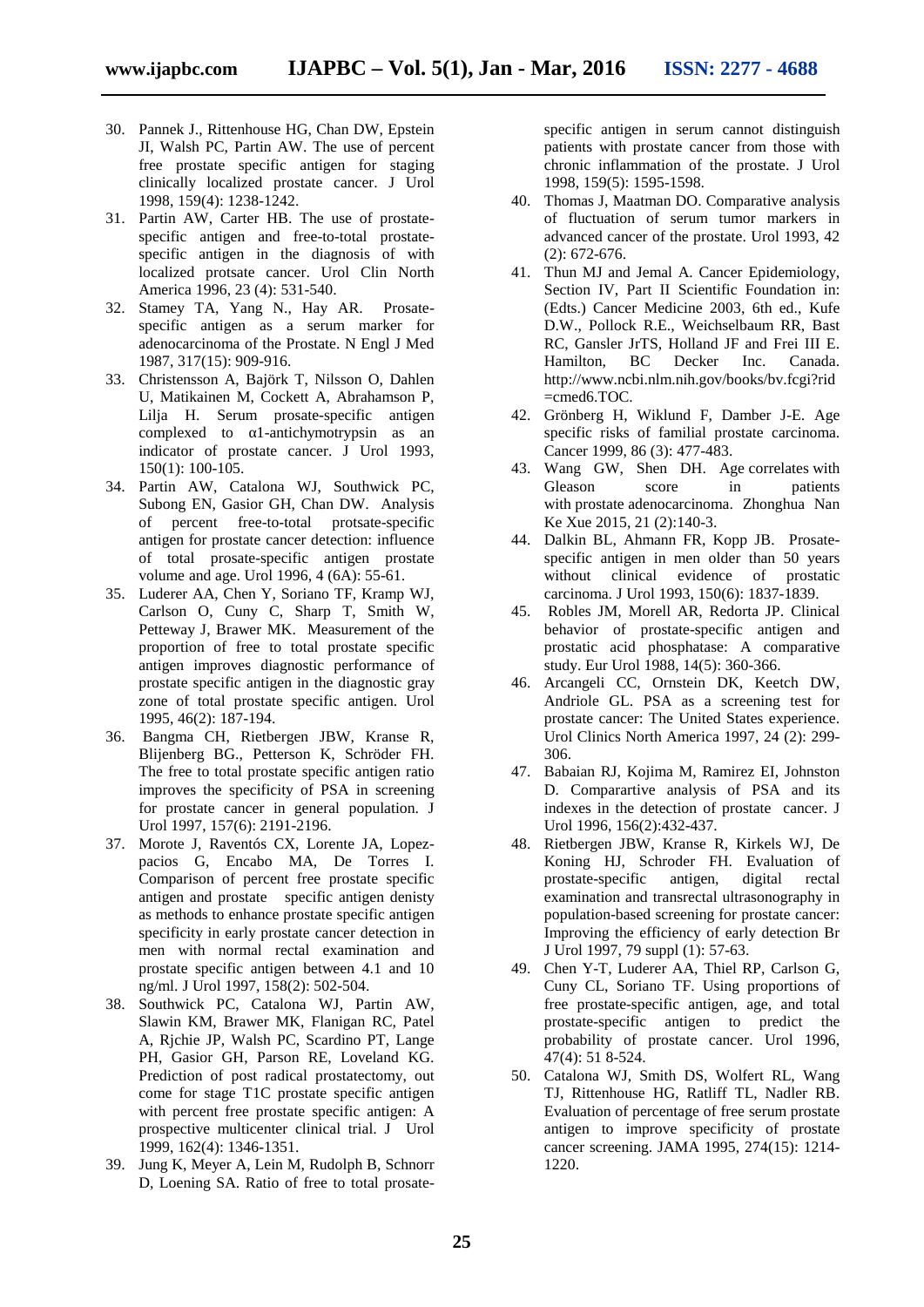30. Pannek J., Rittenhouse HG, Chan DW, Epstein JI, Walsh PC, Partin AW. The use of percent free prostate specific antigen for staging clinically localized prostate cancer. J Urol 1998, 159(4): 1238-1242.
31. Partin AW, Carter HB. The use of prostate-specific antigen and free-to-total prostate-specific antigen in the diagnosis of with localized protsate cancer. Urol Clin North America 1996, 23 (4): 531-540.
32. Stamey TA, Yang N., Hay AR. Prosate-specific antigen as a serum marker for adenocarcinoma of the Prostate. N Engl J Med 1987, 317(15): 909-916.
33. Christensson A, Bajörk T, Nilsson O, Dahlen U, Matikainen M, Cockett A, Abrahamson P, Lilja H. Serum prosate-specific antigen complexed to α1-antichymotrypsin as an indicator of prostate cancer. J Urol 1993, 150(1): 100-105.
34. Partin AW, Catalona WJ, Southwick PC, Subong EN, Gasior GH, Chan DW. Analysis of percent free-to-total protsate-specific antigen for prostate cancer detection: influence of total prosate-specific antigen prostate volume and age. Urol 1996, 4 (6A): 55-61.
35. Luderer AA, Chen Y, Soriano TF, Kramp WJ, Carlson O, Cuny C, Sharp T, Smith W, Petteway J, Brawer MK. Measurement of the proportion of free to total prostate specific antigen improves diagnostic performance of prostate specific antigen in the diagnostic gray zone of total prostate specific antigen. Urol 1995, 46(2): 187-194.
36. Bangma CH, Rietbergen JBW, Kranse R, Blijenberg BG., Petterson K, Schröder FH. The free to total prostate specific antigen ratio improves the specificity of PSA in screening for prostate cancer in general population. J Urol 1997, 157(6): 2191-2196.
37. Morote J, Raventós CX, Lorente JA, Lopez-pacios G, Encabo MA, De Torres I. Comparison of percent free prostate specific antigen and prostate specific antigen denisty as methods to enhance prostate specific antigen specificity in early prostate cancer detection in men with normal rectal examination and prostate specific antigen between 4.1 and 10 ng/ml. J Urol 1997, 158(2): 502-504.
38. Southwick PC, Catalona WJ, Partin AW, Slawin KM, Brawer MK, Flanigan RC, Patel A, Rjchie JP, Walsh PC, Scardino PT, Lange PH, Gasior GH, Parson RE, Loveland KG. Prediction of post radical prostatectomy, out come for stage T1C prostate specific antigen with percent free prostate specific antigen: A prospective multicenter clinical trial. J Urol 1999, 162(4): 1346-1351.
39. Jung K, Meyer A, Lein M, Rudolph B, Schnorr D, Loening SA. Ratio of free to total prosate-specific antigen in serum cannot distinguish patients with prostate cancer from those with chronic inflammation of the prostate. J Urol 1998, 159(5): 1595-1598.
40. Thomas J, Maatman DO. Comparative analysis of fluctuation of serum tumor markers in advanced cancer of the prostate. Urol 1993, 42 (2): 672-676.
41. Thun MJ and Jemal A. Cancer Epidemiology, Section IV, Part II Scientific Foundation in: (Edts.) Cancer Medicine 2003, 6th ed., Kufe D.W., Pollock R.E., Weichselbaum RR, Bast RC, Gansler JrTS, Holland JF and Frei III E. Hamilton, BC Decker Inc. Canada. http://www.ncbi.nlm.nih.gov/books/bv.fcgi?rid=cmed6.TOC.
42. Grönberg H, Wiklund F, Damber J-E. Age specific risks of familial prostate carcinoma. Cancer 1999, 86 (3): 477-483.
43. Wang GW, Shen DH. Age correlates with Gleason score in patients with prostate adenocarcinoma. Zhonghua Nan Ke Xue 2015, 21 (2):140-3.
44. Dalkin BL, Ahmann FR, Kopp JB. Prosate-specific antigen in men older than 50 years without clinical evidence of prostatic carcinoma. J Urol 1993, 150(6): 1837-1839.
45. Robles JM, Morell AR, Redorta JP. Clinical behavior of prostate-specific antigen and prostatic acid phosphatase: A comparative study. Eur Urol 1988, 14(5): 360-366.
46. Arcangeli CC, Ornstein DK, Keetch DW, Andriole GL. PSA as a screening test for prostate cancer: The United States experience. Urol Clinics North America 1997, 24 (2): 299-306.
47. Babaian RJ, Kojima M, Ramirez EI, Johnston D. Comparartive analysis of PSA and its indexes in the detection of prostate cancer. J Urol 1996, 156(2):432-437.
48. Rietbergen JBW, Kranse R, Kirkels WJ, De Koning HJ, Schroder FH. Evaluation of prostate-specific antigen, digital rectal examination and transrectal ultrasonography in population-based screening for prostate cancer: Improving the efficiency of early detection Br J Urol 1997, 79 suppl (1): 57-63.
49. Chen Y-T, Luderer AA, Thiel RP, Carlson G, Cuny CL, Soriano TF. Using proportions of free prostate-specific antigen, age, and total prostate-specific antigen to predict the probability of prostate cancer. Urol 1996, 47(4): 51 8-524.
50. Catalona WJ, Smith DS, Wolfert RL, Wang TJ, Rittenhouse HG, Ratliff TL, Nadler RB. Evaluation of percentage of free serum prostate antigen to improve specificity of prostate cancer screening. JAMA 1995, 274(15): 1214-1220.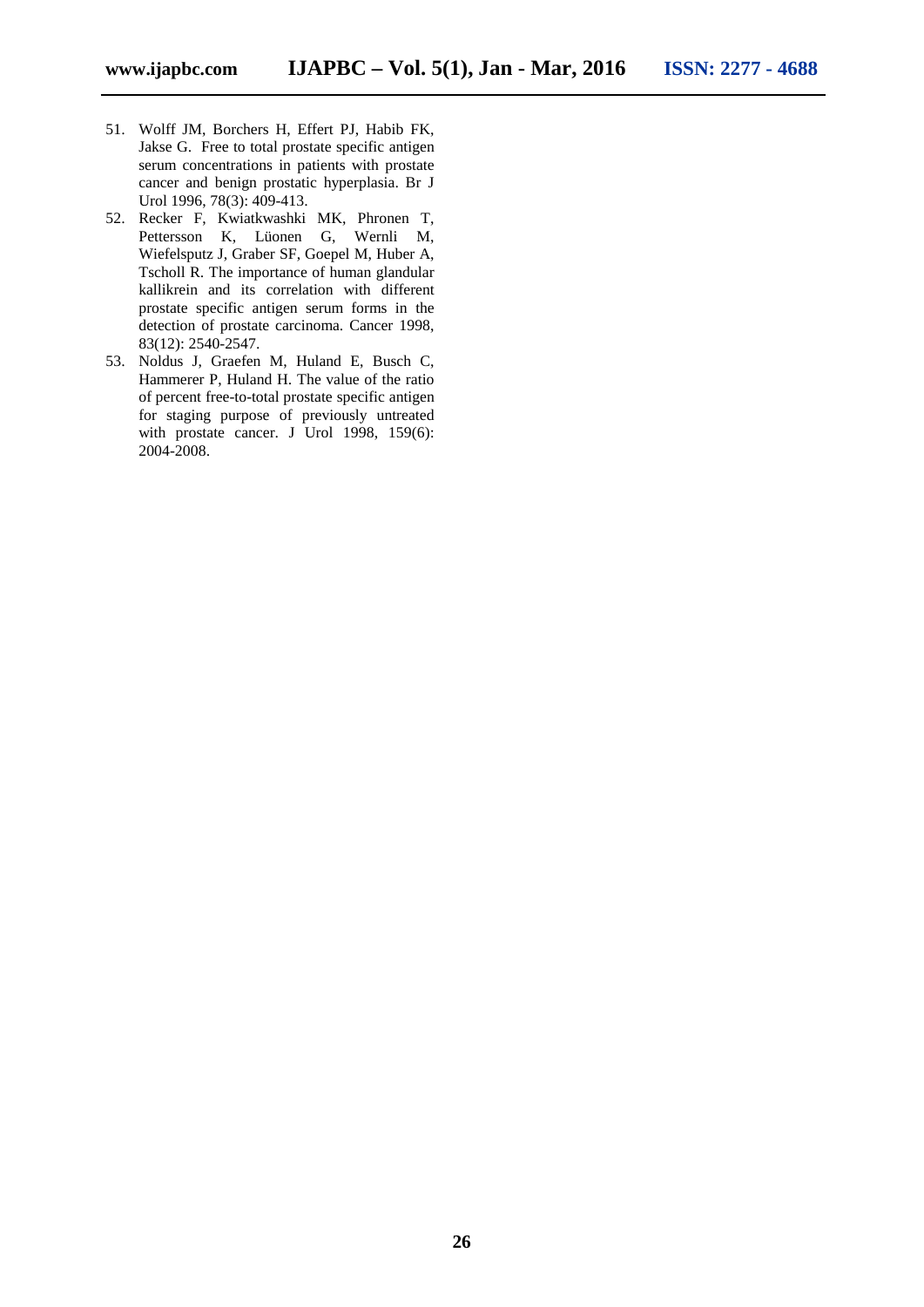51. Wolff JM, Borchers H, Effert PJ, Habib FK, Jakse G. Free to total prostate specific antigen serum concentrations in patients with prostate cancer and benign prostatic hyperplasia. Br J Urol 1996, 78(3): 409-413.
52. Recker F, Kwiatkwashki MK, Phronen T, Pettersson K, Lüonen G, Wernli M, Wiefelsputz J, Graber SF, Goepel M, Huber A, Tscholl R. The importance of human glandular kallikrein and its correlation with different prostate specific antigen serum forms in the detection of prostate carcinoma. Cancer 1998, 83(12): 2540-2547.
53. Noldus J, Graefen M, Huland E, Busch C, Hammerer P, Huland H. The value of the ratio of percent free-to-total prostate specific antigen for staging purpose of previously untreated with prostate cancer. J Urol 1998, 159(6): 2004-2008.